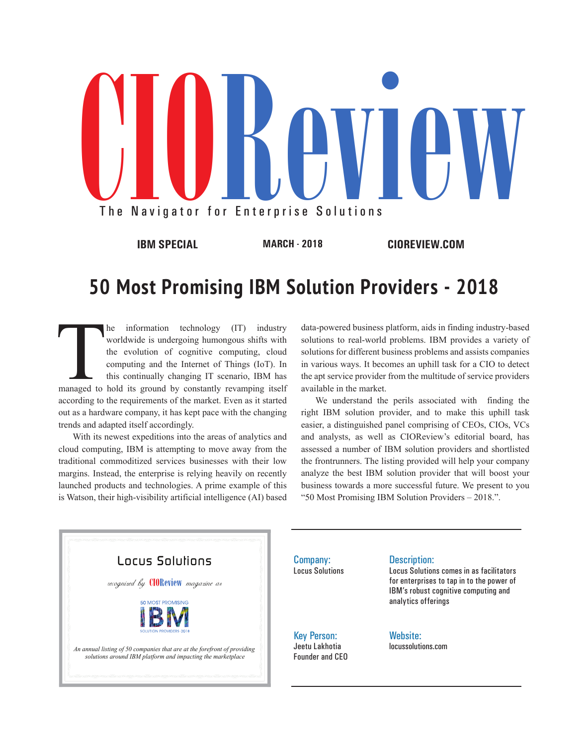# CIOReview

The Navigator for Enterprise Solutions

**IBM SPECIAL** | **MARCH - 2018** | **CIOREVIEW.COM**

## 50 Most Promising IBM Solution Providers - 2018

The information technology (IT) industry worldwide is undergoing humongous shifts with the evolution of cognitive computing, cloud computing and the Internet of Things (IoT). In this continually changing IT scenario, IBM has managed to hold its ground by constantly revamping itself according to the requirements of the market. Even as it started out as a hardware company, it has kept pace with the changing trends and adapted itself accordingly.

With its newest expeditions into the areas of analytics and cloud computing, IBM is attempting to move away from the traditional commoditized services businesses with their low margins. Instead, the enterprise is relying heavily on recently launched products and technologies. A prime example of this is Watson, their high-visibility artificial intelligence (AI) based data-powered business platform, aids in finding industry-based solutions to real-world problems. IBM provides a variety of solutions for different business problems and assists companies in various ways. It becomes an uphill task for a CIO to detect the apt service provider from the multitude of service providers available in the market.

We understand the perils associated with finding the right IBM solution provider, and to make this uphill task easier, a distinguished panel comprising of CEOs, CIOs, VCs and analysts, as well as CIOReview's editorial board, has assessed a number of IBM solution providers and shortlisted the frontrunners. The listing provided will help your company analyze the best IBM solution provider that will boost your business towards a more successful future. We present to you "50 Most Promising IBM Solution Providers – 2018.".

---

**Locus Solutions**

*recognized by* CIOReview *magazine as*

50 MOST PROMISING IBM SOLUTION PROVIDERS - 2018

*An annual listing of 50 companies that are at the forefront of providing solutions around IBM platform and impacting the marketplace*

---

**Company:**
Locus Solutions

**Description:**
Locus Solutions comes in as facilitators for enterprises to tap in to the power of IBM's robust cognitive computing and analytics offerings

**Key Person:**
Jeetu Lakhotia
Founder and CEO

**Website:**
locussolutions.com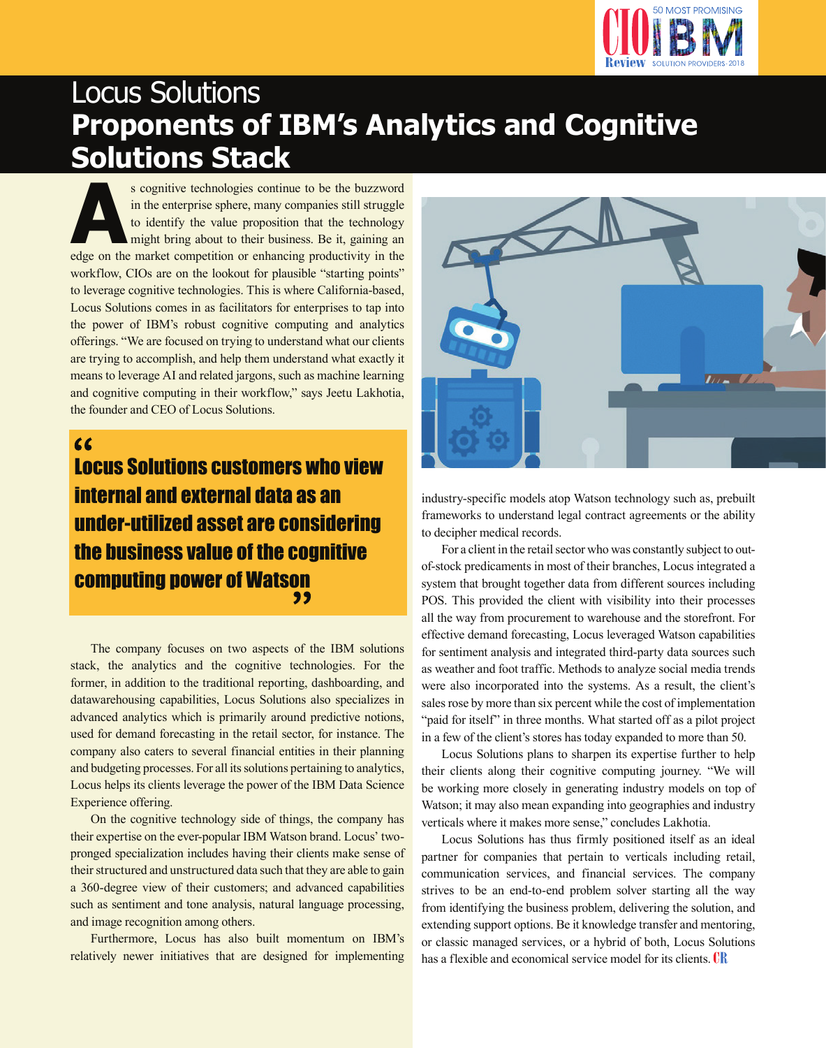# Locus Solutions

## Proponents of IBM's Analytics and Cognitive Solutions Stack

As cognitive technologies continue to be the buzzword in the enterprise sphere, many companies still struggle to identify the value proposition that the technology might bring about to their business. Be it, gaining an edge on the market competition or enhancing productivity in the workflow, CIOs are on the lookout for plausible "starting points" to leverage cognitive technologies. This is where California-based, Locus Solutions comes in as facilitators for enterprises to tap into the power of IBM's robust cognitive computing and analytics offerings. "We are focused on trying to understand what our clients are trying to accomplish, and help them understand what exactly it means to leverage AI and related jargons, such as machine learning and cognitive computing in their workflow," says Jeetu Lakhotia, the founder and CEO of Locus Solutions.

> **"Locus Solutions customers who view internal and external data as an under-utilized asset are considering the business value of the cognitive computing power of Watson"**

The company focuses on two aspects of the IBM solutions stack, the analytics and the cognitive technologies. For the former, in addition to the traditional reporting, dashboarding, and datawarehousing capabilities, Locus Solutions also specializes in advanced analytics which is primarily around predictive notions, used for demand forecasting in the retail sector, for instance. The company also caters to several financial entities in their planning and budgeting processes. For all its solutions pertaining to analytics, Locus helps its clients leverage the power of the IBM Data Science Experience offering.

On the cognitive technology side of things, the company has their expertise on the ever-popular IBM Watson brand. Locus' two-pronged specialization includes having their clients make sense of their structured and unstructured data such that they are able to gain a 360-degree view of their customers; and advanced capabilities such as sentiment and tone analysis, natural language processing, and image recognition among others.

Furthermore, Locus has also built momentum on IBM's relatively newer initiatives that are designed for implementing industry-specific models atop Watson technology such as, prebuilt frameworks to understand legal contract agreements or the ability to decipher medical records.

For a client in the retail sector who was constantly subject to out-of-stock predicaments in most of their branches, Locus integrated a system that brought together data from different sources including POS. This provided the client with visibility into their processes all the way from procurement to warehouse and the storefront. For effective demand forecasting, Locus leveraged Watson capabilities for sentiment analysis and integrated third-party data sources such as weather and foot traffic. Methods to analyze social media trends were also incorporated into the systems. As a result, the client's sales rose by more than six percent while the cost of implementation "paid for itself" in three months. What started off as a pilot project in a few of the client's stores has today expanded to more than 50.

Locus Solutions plans to sharpen its expertise further to help their clients along their cognitive computing journey. "We will be working more closely in generating industry models on top of Watson; it may also mean expanding into geographies and industry verticals where it makes more sense," concludes Lakhotia.

Locus Solutions has thus firmly positioned itself as an ideal partner for companies that pertain to verticals including retail, communication services, and financial services. The company strives to be an end-to-end problem solver starting all the way from identifying the business problem, delivering the solution, and extending support options. Be it knowledge transfer and mentoring, or classic managed services, or a hybrid of both, Locus Solutions has a flexible and economical service model for its clients.